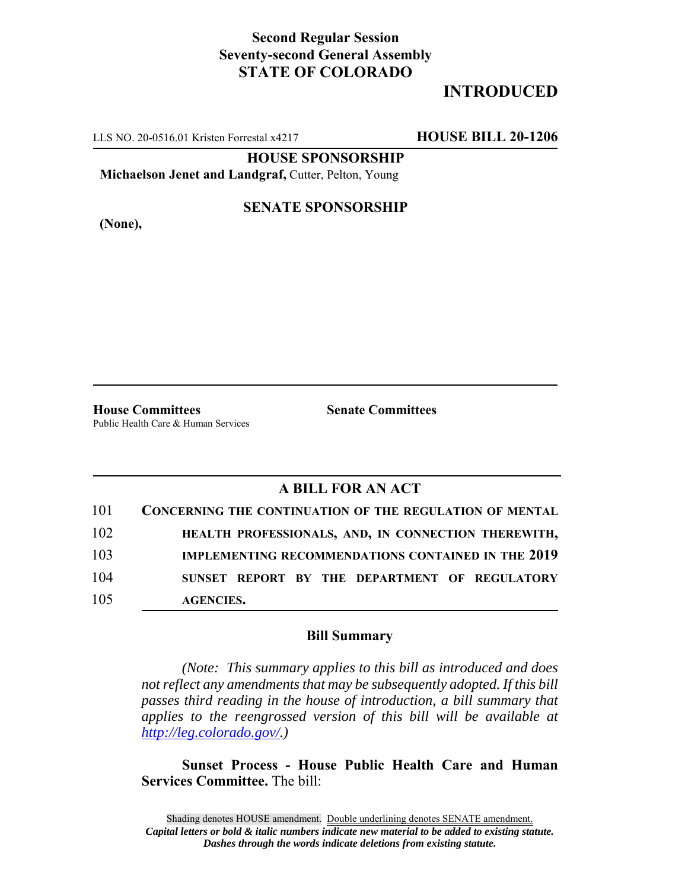**Second Regular Session**
**Seventy-second General Assembly**
**STATE OF COLORADO**

# INTRODUCED

LLS NO. 20-0516.01 Kristen Forrestal x4217 **HOUSE BILL 20-1206**

**HOUSE SPONSORSHIP**

**Michaelson Jenet and Landgraf,** Cutter, Pelton, Young

**SENATE SPONSORSHIP**

**(None),**

**House Committees**
Public Health Care & Human Services

**Senate Committees**

## A BILL FOR AN ACT

101 **CONCERNING THE CONTINUATION OF THE REGULATION OF MENTAL**
102 **HEALTH PROFESSIONALS, AND, IN CONNECTION THEREWITH,**
103 **IMPLEMENTING RECOMMENDATIONS CONTAINED IN THE 2019**
104 **SUNSET REPORT BY THE DEPARTMENT OF REGULATORY**
105 **AGENCIES.**

### Bill Summary

*(Note: This summary applies to this bill as introduced and does not reflect any amendments that may be subsequently adopted. If this bill passes third reading in the house of introduction, a bill summary that applies to the reengrossed version of this bill will be available at http://leg.colorado.gov/.)*

**Sunset Process - House Public Health Care and Human Services Committee.** The bill:

Shading denotes HOUSE amendment. Double underlining denotes SENATE amendment.
***Capital letters or bold & italic numbers indicate new material to be added to existing statute.***
***Dashes through the words indicate deletions from existing statute.***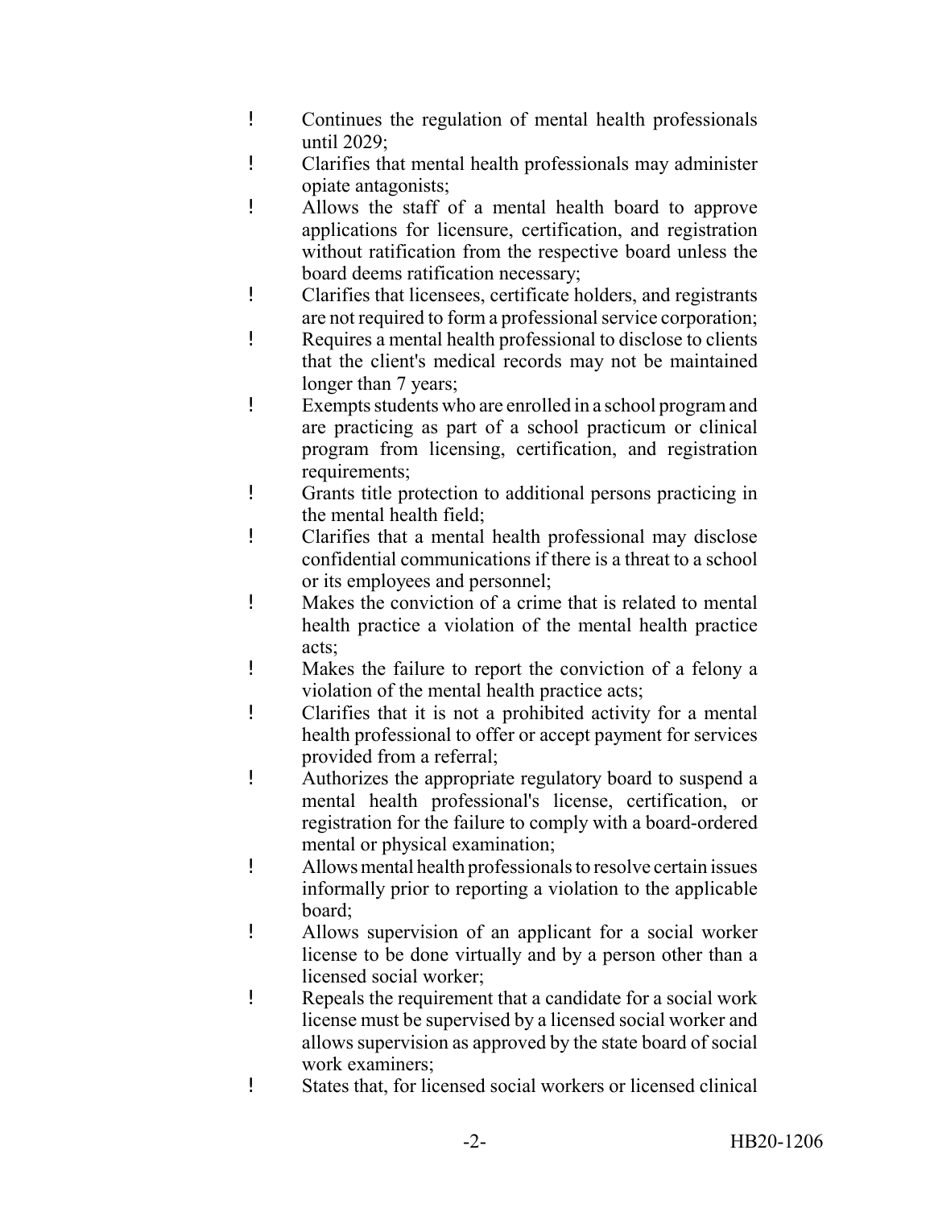- Continues the regulation of mental health professionals until 2029;
- Clarifies that mental health professionals may administer opiate antagonists;
- Allows the staff of a mental health board to approve applications for licensure, certification, and registration without ratification from the respective board unless the board deems ratification necessary;
- Clarifies that licensees, certificate holders, and registrants are not required to form a professional service corporation;
- Requires a mental health professional to disclose to clients that the client's medical records may not be maintained longer than 7 years;
- Exempts students who are enrolled in a school program and are practicing as part of a school practicum or clinical program from licensing, certification, and registration requirements;
- Grants title protection to additional persons practicing in the mental health field;
- Clarifies that a mental health professional may disclose confidential communications if there is a threat to a school or its employees and personnel;
- Makes the conviction of a crime that is related to mental health practice a violation of the mental health practice acts;
- Makes the failure to report the conviction of a felony a violation of the mental health practice acts;
- Clarifies that it is not a prohibited activity for a mental health professional to offer or accept payment for services provided from a referral;
- Authorizes the appropriate regulatory board to suspend a mental health professional's license, certification, or registration for the failure to comply with a board-ordered mental or physical examination;
- Allows mental health professionals to resolve certain issues informally prior to reporting a violation to the applicable board;
- Allows supervision of an applicant for a social worker license to be done virtually and by a person other than a licensed social worker;
- Repeals the requirement that a candidate for a social work license must be supervised by a licensed social worker and allows supervision as approved by the state board of social work examiners;
- States that, for licensed social workers or licensed clinical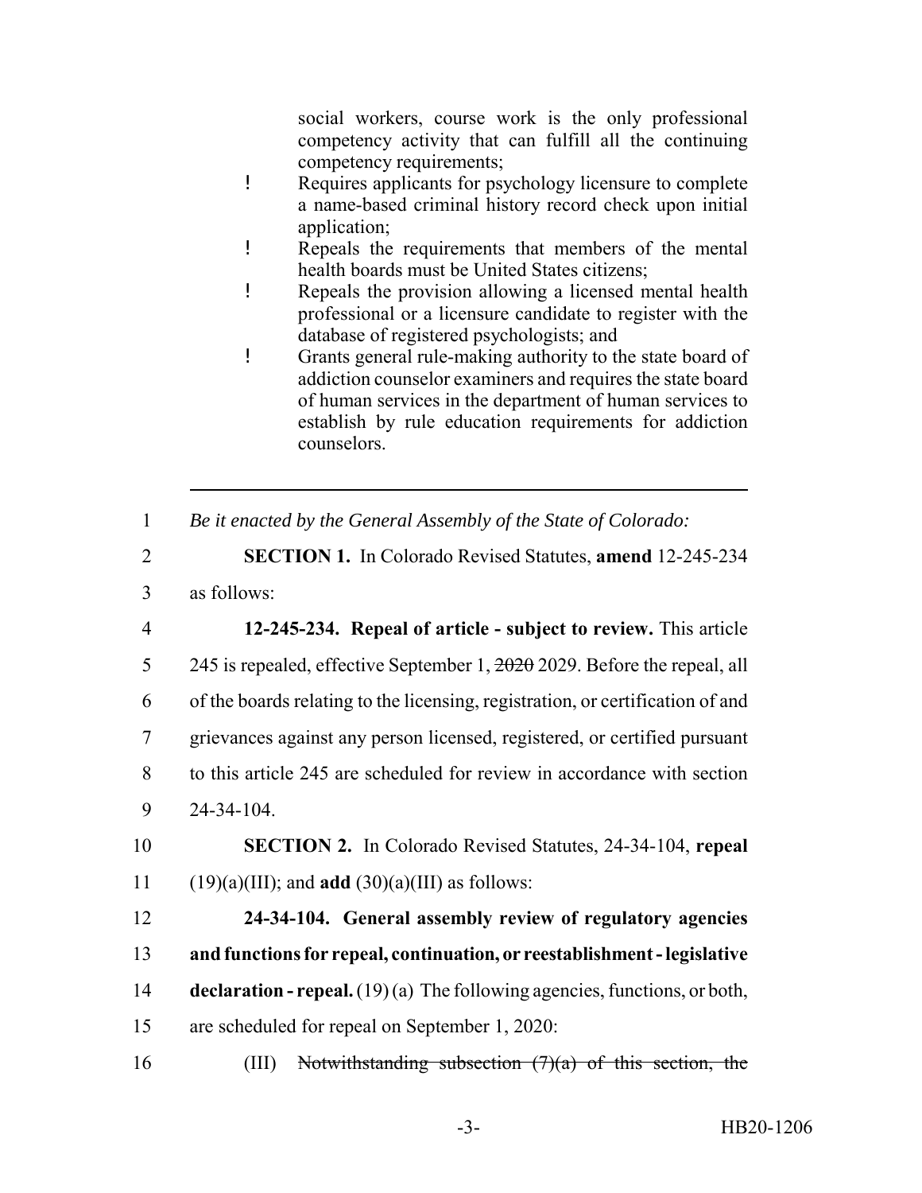social workers, course work is the only professional competency activity that can fulfill all the continuing competency requirements;

- Requires applicants for psychology licensure to complete a name-based criminal history record check upon initial application;
- Repeals the requirements that members of the mental health boards must be United States citizens;
- Repeals the provision allowing a licensed mental health professional or a licensure candidate to register with the database of registered psychologists; and
- Grants general rule-making authority to the state board of addiction counselor examiners and requires the state board of human services in the department of human services to establish by rule education requirements for addiction counselors.

---

1 *Be it enacted by the General Assembly of the State of Colorado:*

2 **SECTION 1.** In Colorado Revised Statutes, **amend** 12-245-234
3 as follows:

4 **12-245-234. Repeal of article - subject to review.** This article
5 245 is repealed, effective September 1, ~~2020~~ 2029. Before the repeal, all
6 of the boards relating to the licensing, registration, or certification of and
7 grievances against any person licensed, registered, or certified pursuant
8 to this article 245 are scheduled for review in accordance with section
9 24-34-104.

10 **SECTION 2.** In Colorado Revised Statutes, 24-34-104, **repeal**
11 (19)(a)(III); and **add** (30)(a)(III) as follows:

12 **24-34-104. General assembly review of regulatory agencies**
13 **and functions for repeal, continuation, or reestablishment - legislative**
14 **declaration - repeal.** (19) (a) The following agencies, functions, or both,
15 are scheduled for repeal on September 1, 2020:

16 (III) ~~Notwithstanding subsection (7)(a) of this section, the~~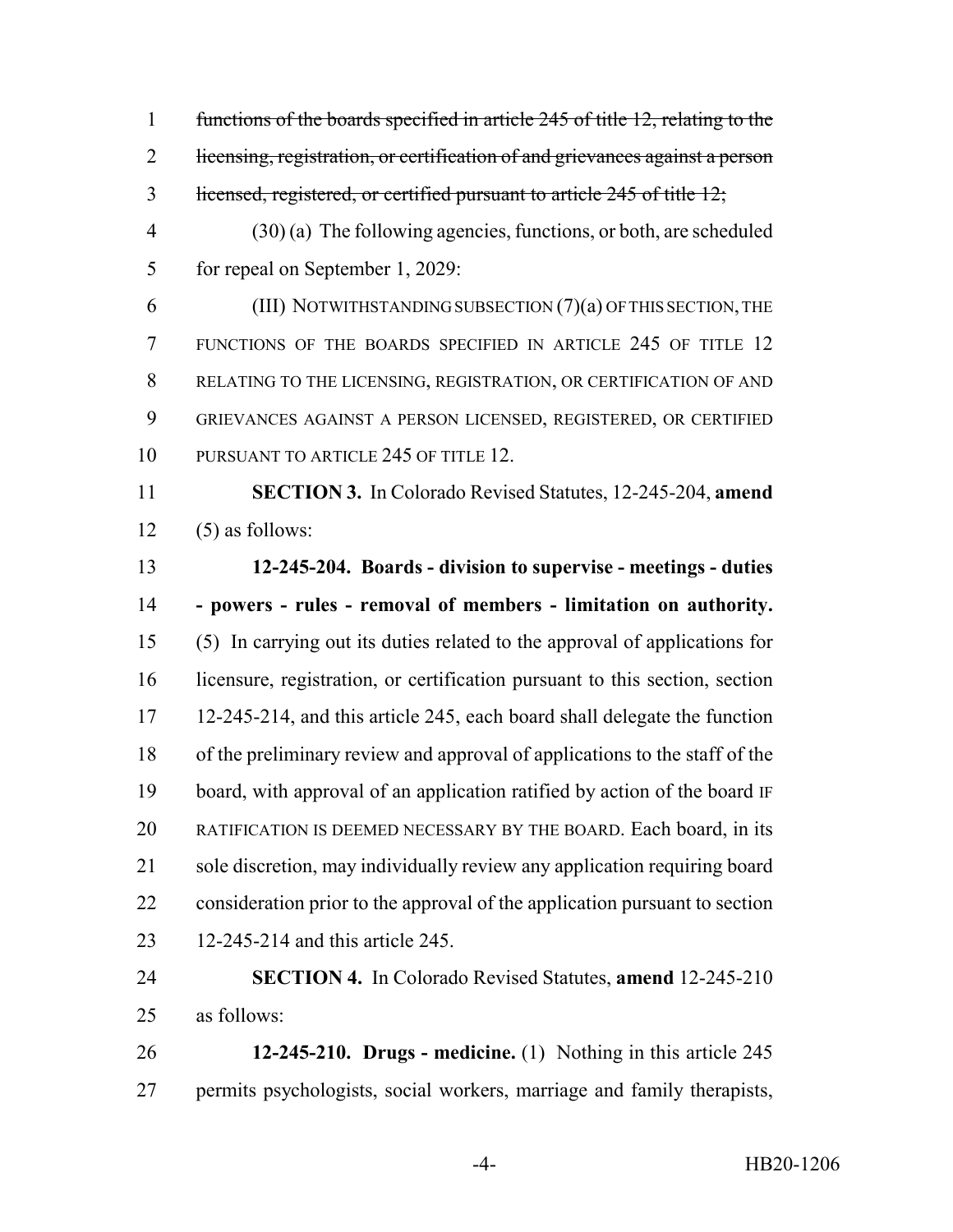~~functions of the boards specified in article 245 of title 12, relating to the licensing, registration, or certification of and grievances against a person licensed, registered, or certified pursuant to article 245 of title 12;~~

(30) (a) The following agencies, functions, or both, are scheduled for repeal on September 1, 2029:

(III) NOTWITHSTANDING SUBSECTION (7)(a) OF THIS SECTION, THE FUNCTIONS OF THE BOARDS SPECIFIED IN ARTICLE 245 OF TITLE 12 RELATING TO THE LICENSING, REGISTRATION, OR CERTIFICATION OF AND GRIEVANCES AGAINST A PERSON LICENSED, REGISTERED, OR CERTIFIED PURSUANT TO ARTICLE 245 OF TITLE 12.

**SECTION 3.** In Colorado Revised Statutes, 12-245-204, **amend** (5) as follows:

**12-245-204. Boards - division to supervise - meetings - duties - powers - rules - removal of members - limitation on authority.** (5) In carrying out its duties related to the approval of applications for licensure, registration, or certification pursuant to this section, section 12-245-214, and this article 245, each board shall delegate the function of the preliminary review and approval of applications to the staff of the board, with approval of an application ratified by action of the board IF RATIFICATION IS DEEMED NECESSARY BY THE BOARD. Each board, in its sole discretion, may individually review any application requiring board consideration prior to the approval of the application pursuant to section 12-245-214 and this article 245.

**SECTION 4.** In Colorado Revised Statutes, **amend** 12-245-210 as follows:

**12-245-210. Drugs - medicine.** (1) Nothing in this article 245 permits psychologists, social workers, marriage and family therapists,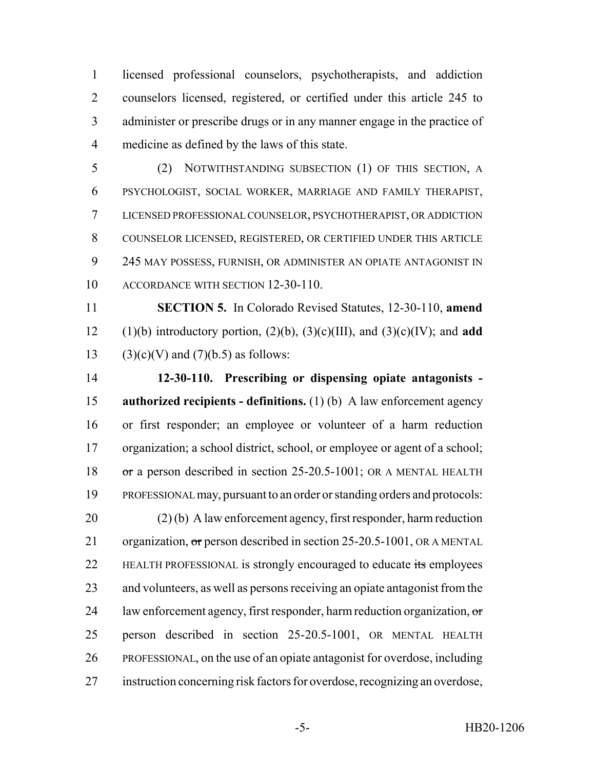licensed professional counselors, psychotherapists, and addiction counselors licensed, registered, or certified under this article 245 to administer or prescribe drugs or in any manner engage in the practice of medicine as defined by the laws of this state.

(2) NOTWITHSTANDING SUBSECTION (1) OF THIS SECTION, A PSYCHOLOGIST, SOCIAL WORKER, MARRIAGE AND FAMILY THERAPIST, LICENSED PROFESSIONAL COUNSELOR, PSYCHOTHERAPIST, OR ADDICTION COUNSELOR LICENSED, REGISTERED, OR CERTIFIED UNDER THIS ARTICLE 245 MAY POSSESS, FURNISH, OR ADMINISTER AN OPIATE ANTAGONIST IN ACCORDANCE WITH SECTION 12-30-110.

**SECTION 5.** In Colorado Revised Statutes, 12-30-110, **amend** (1)(b) introductory portion, (2)(b), (3)(c)(III), and (3)(c)(IV); and **add** (3)(c)(V) and (7)(b.5) as follows:

**12-30-110. Prescribing or dispensing opiate antagonists - authorized recipients - definitions.** (1) (b) A law enforcement agency or first responder; an employee or volunteer of a harm reduction organization; a school district, school, or employee or agent of a school; ~~or~~ a person described in section 25-20.5-1001; OR A MENTAL HEALTH PROFESSIONAL may, pursuant to an order or standing orders and protocols:

(2) (b) A law enforcement agency, first responder, harm reduction organization, ~~or~~ person described in section 25-20.5-1001, OR A MENTAL HEALTH PROFESSIONAL is strongly encouraged to educate ~~its~~ employees and volunteers, as well as persons receiving an opiate antagonist from the law enforcement agency, first responder, harm reduction organization, ~~or~~ person described in section 25-20.5-1001, OR MENTAL HEALTH PROFESSIONAL, on the use of an opiate antagonist for overdose, including instruction concerning risk factors for overdose, recognizing an overdose,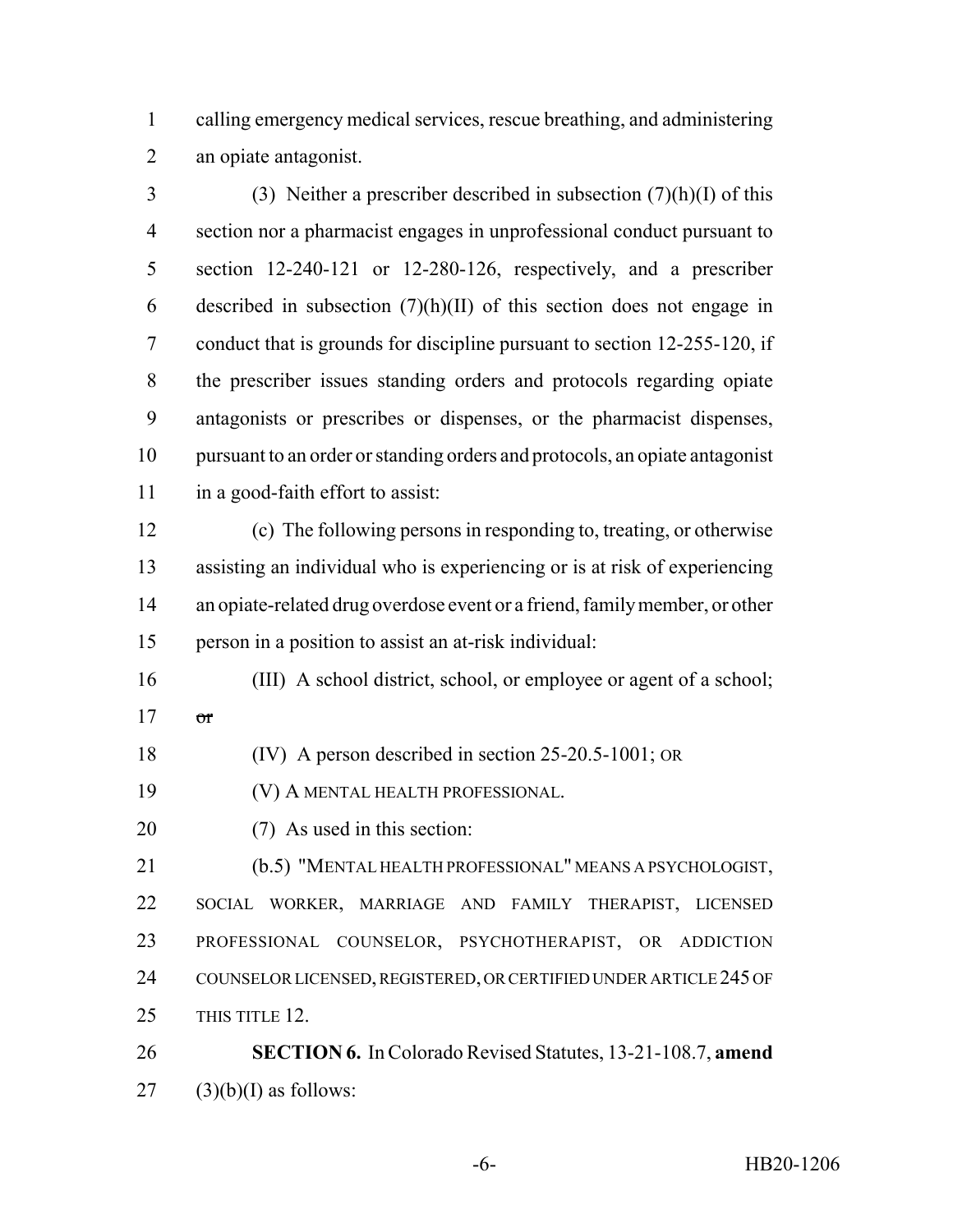calling emergency medical services, rescue breathing, and administering an opiate antagonist.

(3) Neither a prescriber described in subsection (7)(h)(I) of this section nor a pharmacist engages in unprofessional conduct pursuant to section 12-240-121 or 12-280-126, respectively, and a prescriber described in subsection (7)(h)(II) of this section does not engage in conduct that is grounds for discipline pursuant to section 12-255-120, if the prescriber issues standing orders and protocols regarding opiate antagonists or prescribes or dispenses, or the pharmacist dispenses, pursuant to an order or standing orders and protocols, an opiate antagonist in a good-faith effort to assist:

(c) The following persons in responding to, treating, or otherwise assisting an individual who is experiencing or is at risk of experiencing an opiate-related drug overdose event or a friend, family member, or other person in a position to assist an at-risk individual:

(III) A school district, school, or employee or agent of a school; ~~or~~

(IV) A person described in section 25-20.5-1001; OR

(V) A MENTAL HEALTH PROFESSIONAL.

(7) As used in this section:

(b.5) "MENTAL HEALTH PROFESSIONAL" MEANS A PSYCHOLOGIST, SOCIAL WORKER, MARRIAGE AND FAMILY THERAPIST, LICENSED PROFESSIONAL COUNSELOR, PSYCHOTHERAPIST, OR ADDICTION COUNSELOR LICENSED, REGISTERED, OR CERTIFIED UNDER ARTICLE 245 OF THIS TITLE 12.

**SECTION 6.** In Colorado Revised Statutes, 13-21-108.7, **amend** (3)(b)(I) as follows: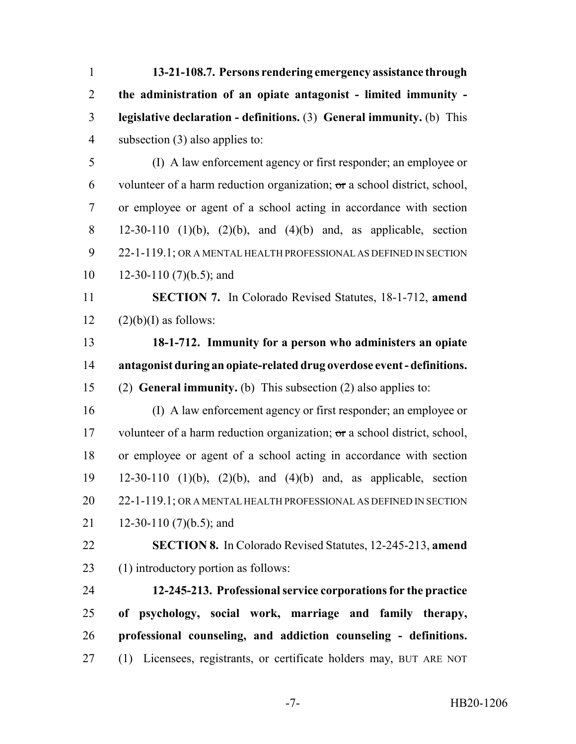**13-21-108.7. Persons rendering emergency assistance through the administration of an opiate antagonist - limited immunity - legislative declaration - definitions.** (3) **General immunity.** (b) This subsection (3) also applies to:

(I) A law enforcement agency or first responder; an employee or volunteer of a harm reduction organization; ~~or~~ a school district, school, or employee or agent of a school acting in accordance with section 12-30-110 (1)(b), (2)(b), and (4)(b) and, as applicable, section 22-1-119.1; OR A MENTAL HEALTH PROFESSIONAL AS DEFINED IN SECTION 12-30-110 (7)(b.5); and

**SECTION 7.** In Colorado Revised Statutes, 18-1-712, **amend** (2)(b)(I) as follows:

**18-1-712. Immunity for a person who administers an opiate antagonist during an opiate-related drug overdose event - definitions.** (2) **General immunity.** (b) This subsection (2) also applies to:

(I) A law enforcement agency or first responder; an employee or volunteer of a harm reduction organization; ~~or~~ a school district, school, or employee or agent of a school acting in accordance with section 12-30-110 (1)(b), (2)(b), and (4)(b) and, as applicable, section 22-1-119.1; OR A MENTAL HEALTH PROFESSIONAL AS DEFINED IN SECTION 12-30-110 (7)(b.5); and

**SECTION 8.** In Colorado Revised Statutes, 12-245-213, **amend** (1) introductory portion as follows:

**12-245-213. Professional service corporations for the practice of psychology, social work, marriage and family therapy, professional counseling, and addiction counseling - definitions.** (1) Licensees, registrants, or certificate holders may, BUT ARE NOT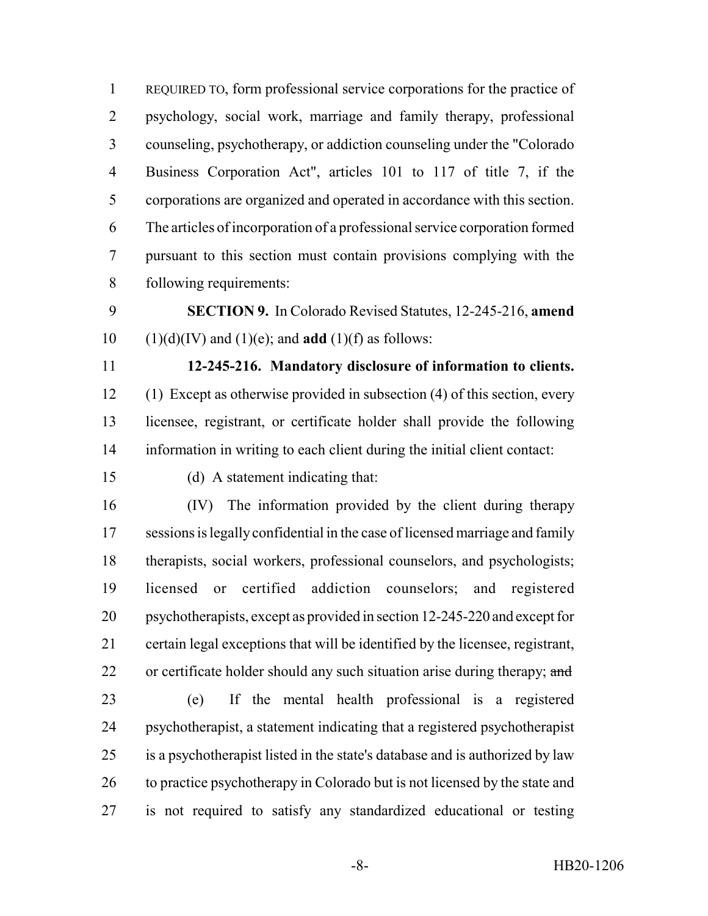REQUIRED TO, form professional service corporations for the practice of psychology, social work, marriage and family therapy, professional counseling, psychotherapy, or addiction counseling under the "Colorado Business Corporation Act", articles 101 to 117 of title 7, if the corporations are organized and operated in accordance with this section. The articles of incorporation of a professional service corporation formed pursuant to this section must contain provisions complying with the following requirements:

**SECTION 9.** In Colorado Revised Statutes, 12-245-216, **amend** (1)(d)(IV) and (1)(e); and **add** (1)(f) as follows:

**12-245-216. Mandatory disclosure of information to clients.** (1) Except as otherwise provided in subsection (4) of this section, every licensee, registrant, or certificate holder shall provide the following information in writing to each client during the initial client contact:

(d) A statement indicating that:

(IV) The information provided by the client during therapy sessions is legally confidential in the case of licensed marriage and family therapists, social workers, professional counselors, and psychologists; licensed or certified addiction counselors; and registered psychotherapists, except as provided in section 12-245-220 and except for certain legal exceptions that will be identified by the licensee, registrant, or certificate holder should any such situation arise during therapy; ~~and~~

(e) If the mental health professional is a registered psychotherapist, a statement indicating that a registered psychotherapist is a psychotherapist listed in the state's database and is authorized by law to practice psychotherapy in Colorado but is not licensed by the state and is not required to satisfy any standardized educational or testing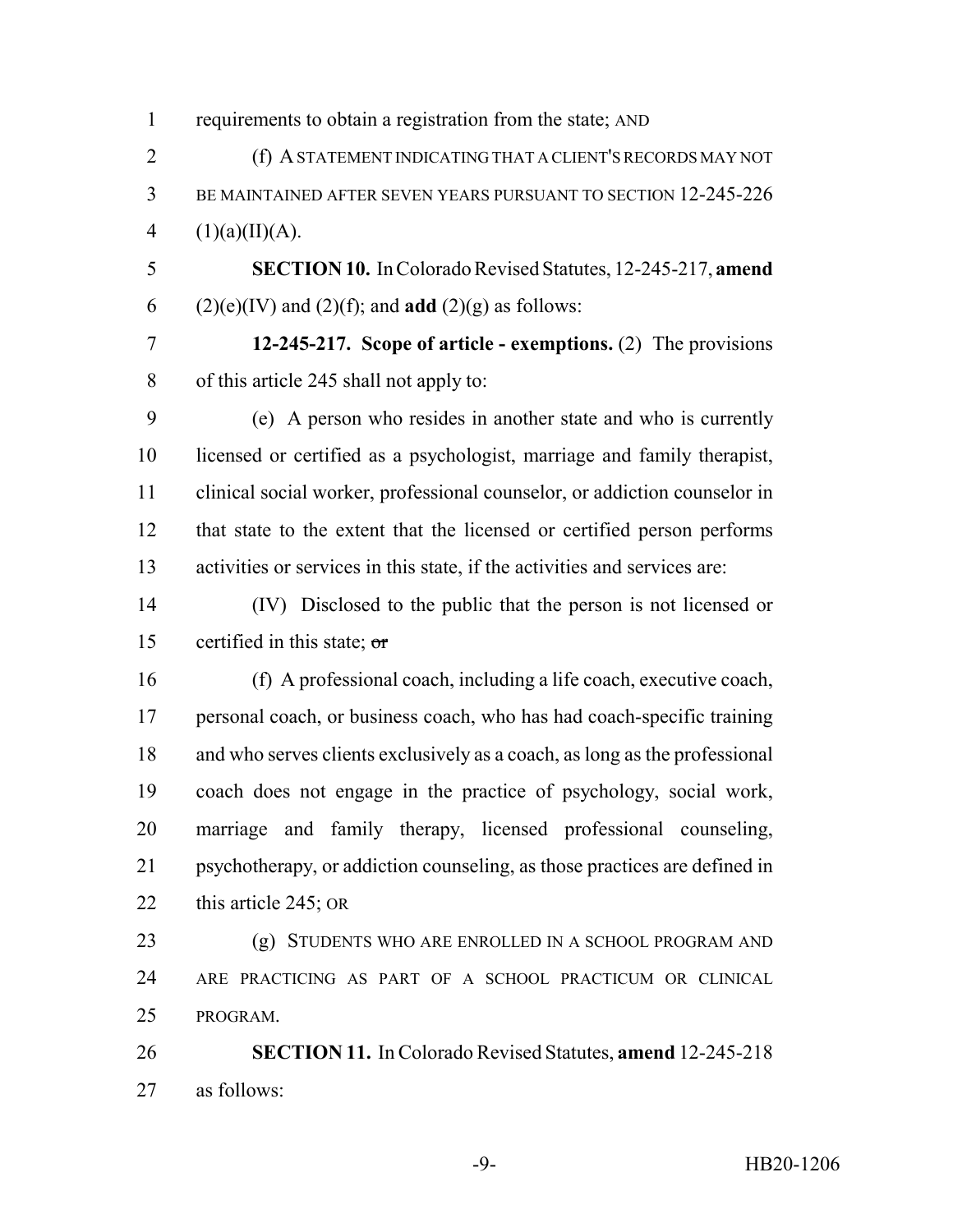requirements to obtain a registration from the state; AND

(f) A STATEMENT INDICATING THAT A CLIENT'S RECORDS MAY NOT BE MAINTAINED AFTER SEVEN YEARS PURSUANT TO SECTION 12-245-226 (1)(a)(II)(A).

**SECTION 10.** In Colorado Revised Statutes, 12-245-217, **amend** (2)(e)(IV) and (2)(f); and **add** (2)(g) as follows:

**12-245-217. Scope of article - exemptions.** (2) The provisions of this article 245 shall not apply to:

(e) A person who resides in another state and who is currently licensed or certified as a psychologist, marriage and family therapist, clinical social worker, professional counselor, or addiction counselor in that state to the extent that the licensed or certified person performs activities or services in this state, if the activities and services are:

(IV) Disclosed to the public that the person is not licensed or certified in this state; ~~or~~

(f) A professional coach, including a life coach, executive coach, personal coach, or business coach, who has had coach-specific training and who serves clients exclusively as a coach, as long as the professional coach does not engage in the practice of psychology, social work, marriage and family therapy, licensed professional counseling, psychotherapy, or addiction counseling, as those practices are defined in this article 245; OR

(g) STUDENTS WHO ARE ENROLLED IN A SCHOOL PROGRAM AND ARE PRACTICING AS PART OF A SCHOOL PRACTICUM OR CLINICAL PROGRAM.

**SECTION 11.** In Colorado Revised Statutes, **amend** 12-245-218 as follows: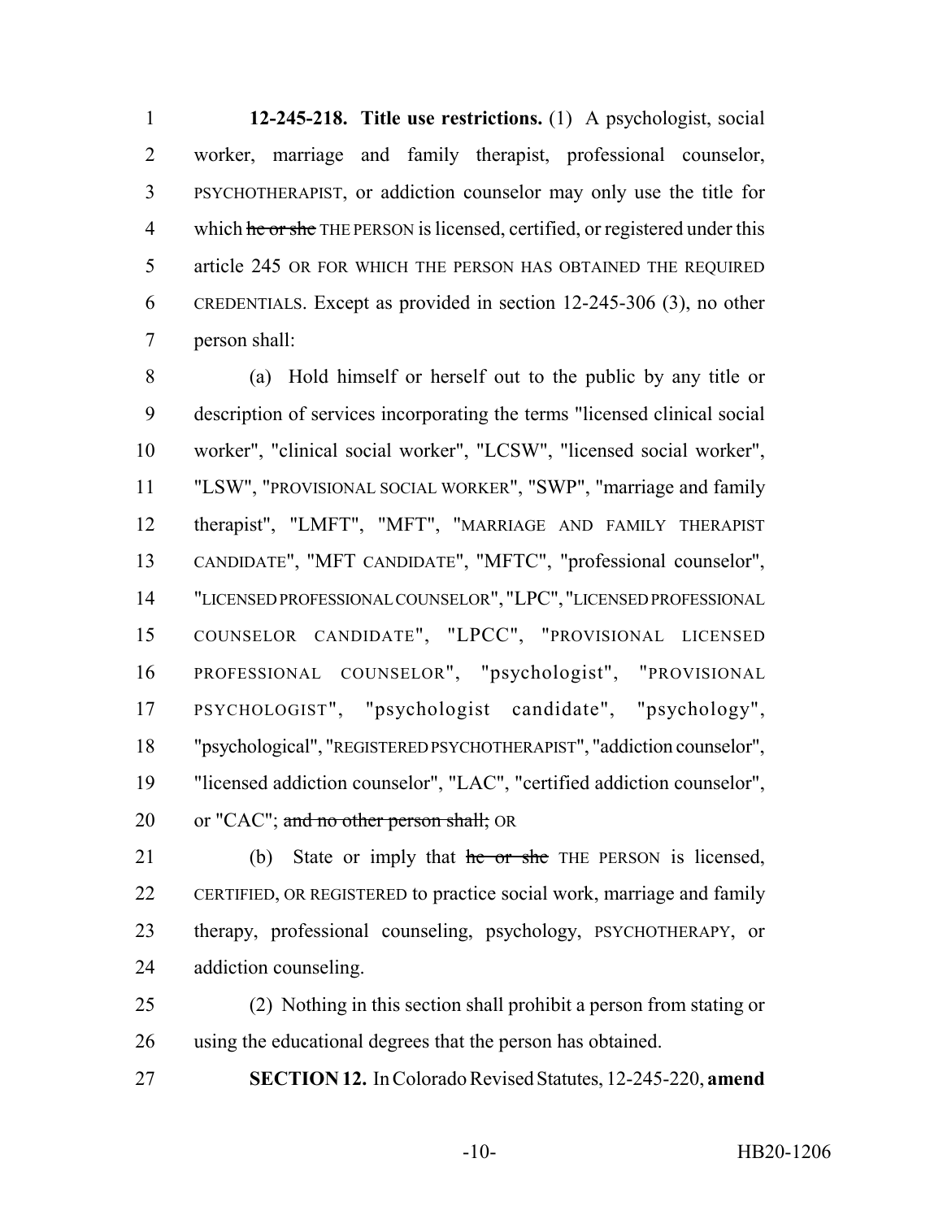**12-245-218. Title use restrictions.** (1) A psychologist, social worker, marriage and family therapist, professional counselor, PSYCHOTHERAPIST, or addiction counselor may only use the title for which ~~he or she~~ THE PERSON is licensed, certified, or registered under this article 245 OR FOR WHICH THE PERSON HAS OBTAINED THE REQUIRED CREDENTIALS. Except as provided in section 12-245-306 (3), no other person shall:

(a) Hold himself or herself out to the public by any title or description of services incorporating the terms "licensed clinical social worker", "clinical social worker", "LCSW", "licensed social worker", "LSW", "PROVISIONAL SOCIAL WORKER", "SWP", "marriage and family therapist", "LMFT", "MFT", "MARRIAGE AND FAMILY THERAPIST CANDIDATE", "MFT CANDIDATE", "MFTC", "professional counselor", "LICENSED PROFESSIONAL COUNSELOR", "LPC", "LICENSED PROFESSIONAL COUNSELOR CANDIDATE", "LPCC", "PROVISIONAL LICENSED PROFESSIONAL COUNSELOR", "psychologist", "PROVISIONAL PSYCHOLOGIST", "psychologist candidate", "psychology", "psychological", "REGISTERED PSYCHOTHERAPIST", "addiction counselor", "licensed addiction counselor", "LAC", "certified addiction counselor", or "CAC"; ~~and no other person shall;~~ OR

(b) State or imply that ~~he or she~~ THE PERSON is licensed, CERTIFIED, OR REGISTERED to practice social work, marriage and family therapy, professional counseling, psychology, PSYCHOTHERAPY, or addiction counseling.

(2) Nothing in this section shall prohibit a person from stating or using the educational degrees that the person has obtained.

**SECTION 12.** In Colorado Revised Statutes, 12-245-220, **amend**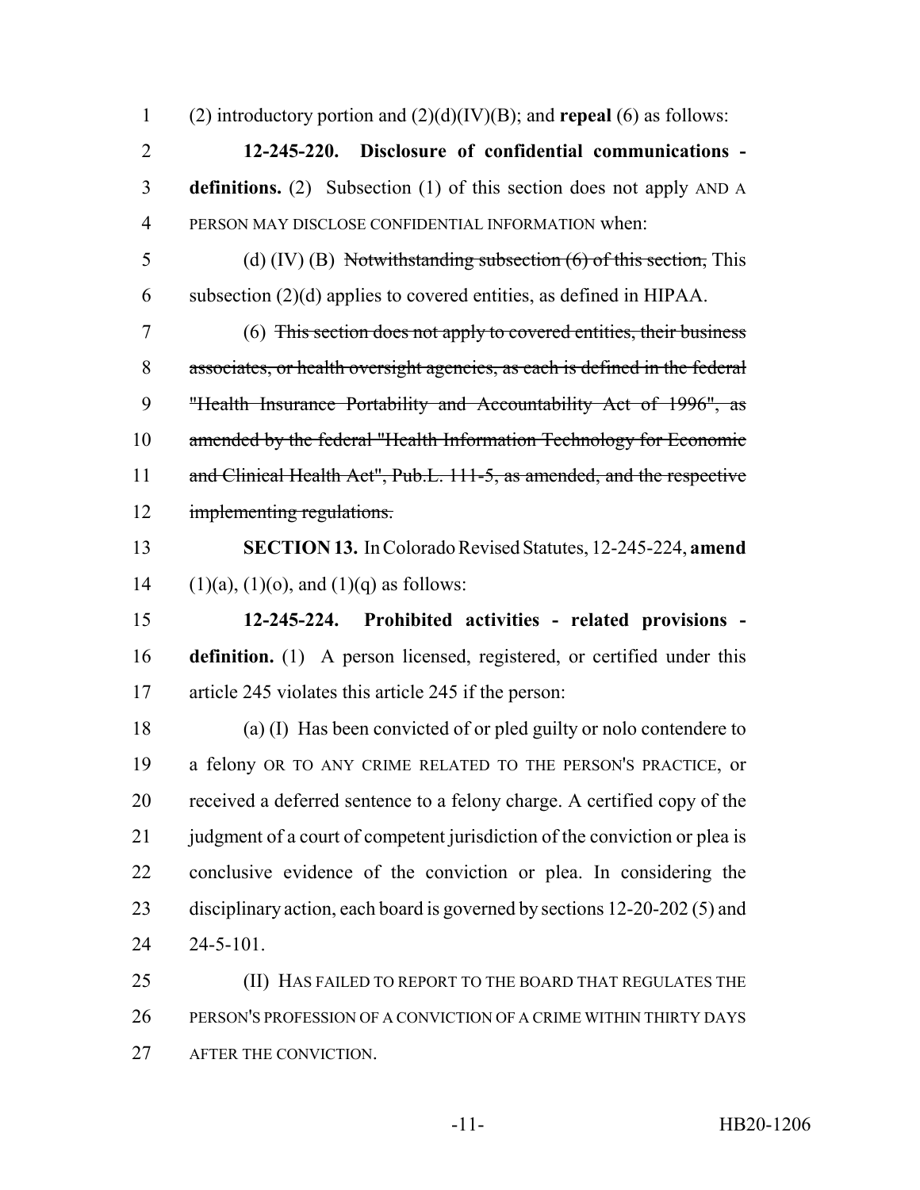(2) introductory portion and (2)(d)(IV)(B); and **repeal** (6) as follows:

**12-245-220. Disclosure of confidential communications - definitions.** (2) Subsection (1) of this section does not apply AND A PERSON MAY DISCLOSE CONFIDENTIAL INFORMATION when:

(d) (IV) (B) ~~Notwithstanding subsection (6) of this section,~~ This subsection (2)(d) applies to covered entities, as defined in HIPAA.

(6) ~~This section does not apply to covered entities, their business associates, or health oversight agencies, as each is defined in the federal "Health Insurance Portability and Accountability Act of 1996", as amended by the federal "Health Information Technology for Economic and Clinical Health Act", Pub.L. 111-5, as amended, and the respective implementing regulations.~~

**SECTION 13.** In Colorado Revised Statutes, 12-245-224, **amend** (1)(a), (1)(o), and (1)(q) as follows:

**12-245-224. Prohibited activities - related provisions - definition.** (1) A person licensed, registered, or certified under this article 245 violates this article 245 if the person:

(a) (I) Has been convicted of or pled guilty or nolo contendere to a felony OR TO ANY CRIME RELATED TO THE PERSON'S PRACTICE, or received a deferred sentence to a felony charge. A certified copy of the judgment of a court of competent jurisdiction of the conviction or plea is conclusive evidence of the conviction or plea. In considering the disciplinary action, each board is governed by sections 12-20-202 (5) and 24-5-101.

(II) HAS FAILED TO REPORT TO THE BOARD THAT REGULATES THE PERSON'S PROFESSION OF A CONVICTION OF A CRIME WITHIN THIRTY DAYS AFTER THE CONVICTION.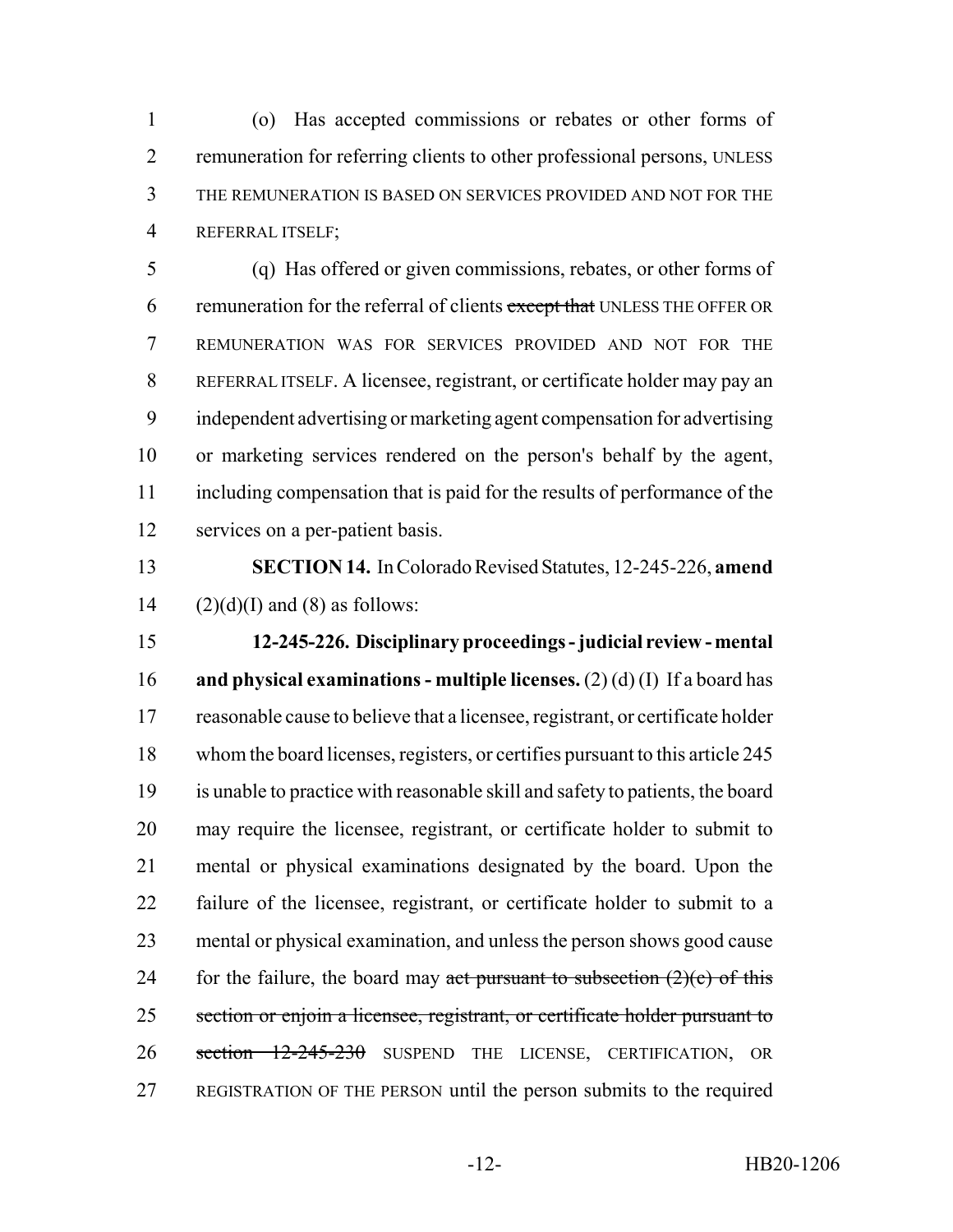(o) Has accepted commissions or rebates or other forms of remuneration for referring clients to other professional persons, UNLESS THE REMUNERATION IS BASED ON SERVICES PROVIDED AND NOT FOR THE REFERRAL ITSELF;

(q) Has offered or given commissions, rebates, or other forms of remuneration for the referral of clients ~~except that~~ UNLESS THE OFFER OR REMUNERATION WAS FOR SERVICES PROVIDED AND NOT FOR THE REFERRAL ITSELF. A licensee, registrant, or certificate holder may pay an independent advertising or marketing agent compensation for advertising or marketing services rendered on the person's behalf by the agent, including compensation that is paid for the results of performance of the services on a per-patient basis.

**SECTION 14.** In Colorado Revised Statutes, 12-245-226, **amend** (2)(d)(I) and (8) as follows:

**12-245-226. Disciplinary proceedings - judicial review - mental and physical examinations - multiple licenses.** (2) (d) (I) If a board has reasonable cause to believe that a licensee, registrant, or certificate holder whom the board licenses, registers, or certifies pursuant to this article 245 is unable to practice with reasonable skill and safety to patients, the board may require the licensee, registrant, or certificate holder to submit to mental or physical examinations designated by the board. Upon the failure of the licensee, registrant, or certificate holder to submit to a mental or physical examination, and unless the person shows good cause for the failure, the board may ~~act pursuant to subsection (2)(c) of this section or enjoin a licensee, registrant, or certificate holder pursuant to section 12-245-230~~ SUSPEND THE LICENSE, CERTIFICATION, OR REGISTRATION OF THE PERSON until the person submits to the required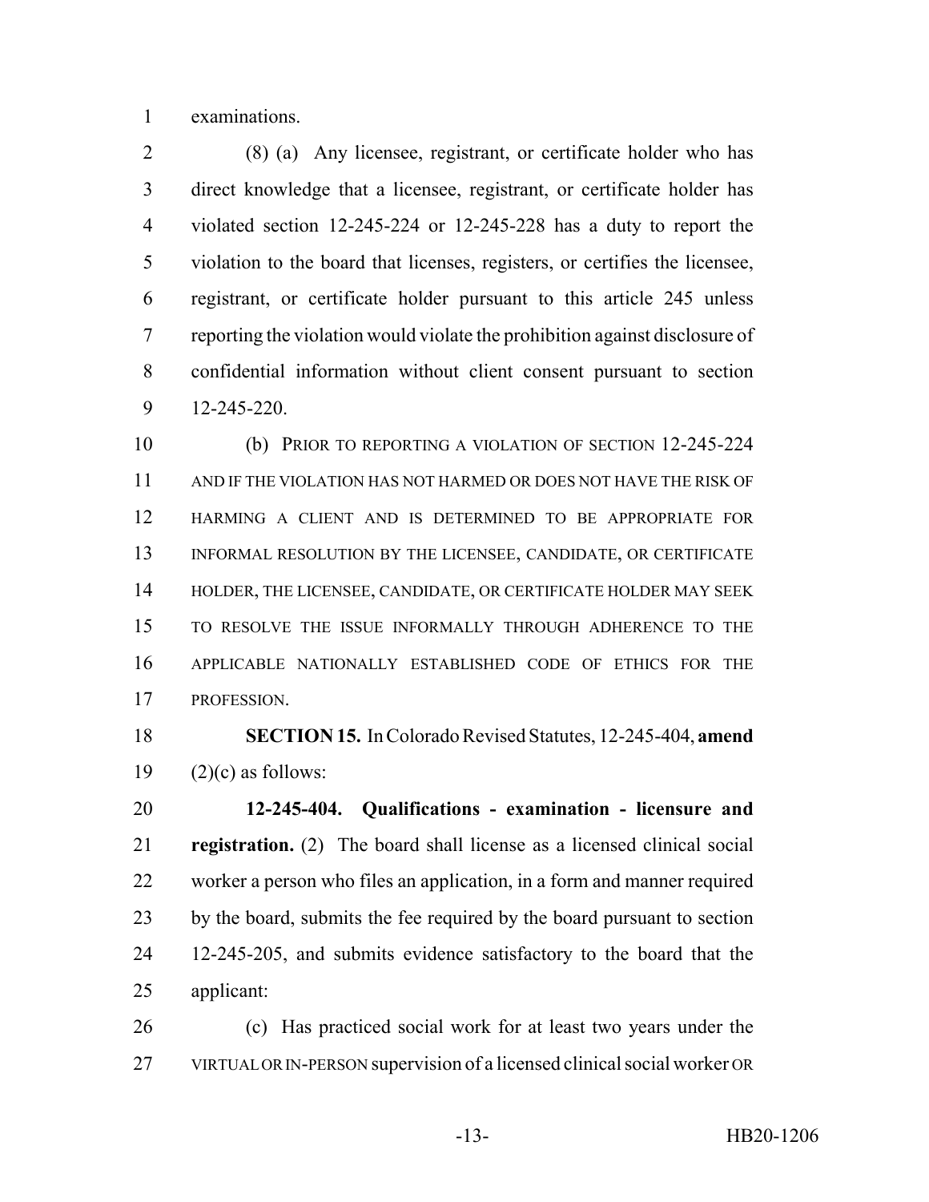examinations.

(8) (a) Any licensee, registrant, or certificate holder who has direct knowledge that a licensee, registrant, or certificate holder has violated section 12-245-224 or 12-245-228 has a duty to report the violation to the board that licenses, registers, or certifies the licensee, registrant, or certificate holder pursuant to this article 245 unless reporting the violation would violate the prohibition against disclosure of confidential information without client consent pursuant to section 12-245-220.

(b) PRIOR TO REPORTING A VIOLATION OF SECTION 12-245-224 AND IF THE VIOLATION HAS NOT HARMED OR DOES NOT HAVE THE RISK OF HARMING A CLIENT AND IS DETERMINED TO BE APPROPRIATE FOR INFORMAL RESOLUTION BY THE LICENSEE, CANDIDATE, OR CERTIFICATE HOLDER, THE LICENSEE, CANDIDATE, OR CERTIFICATE HOLDER MAY SEEK TO RESOLVE THE ISSUE INFORMALLY THROUGH ADHERENCE TO THE APPLICABLE NATIONALLY ESTABLISHED CODE OF ETHICS FOR THE PROFESSION.

**SECTION 15.** In Colorado Revised Statutes, 12-245-404, **amend** (2)(c) as follows:

**12-245-404. Qualifications - examination - licensure and registration.** (2) The board shall license as a licensed clinical social worker a person who files an application, in a form and manner required by the board, submits the fee required by the board pursuant to section 12-245-205, and submits evidence satisfactory to the board that the applicant:

(c) Has practiced social work for at least two years under the VIRTUAL OR IN-PERSON supervision of a licensed clinical social worker OR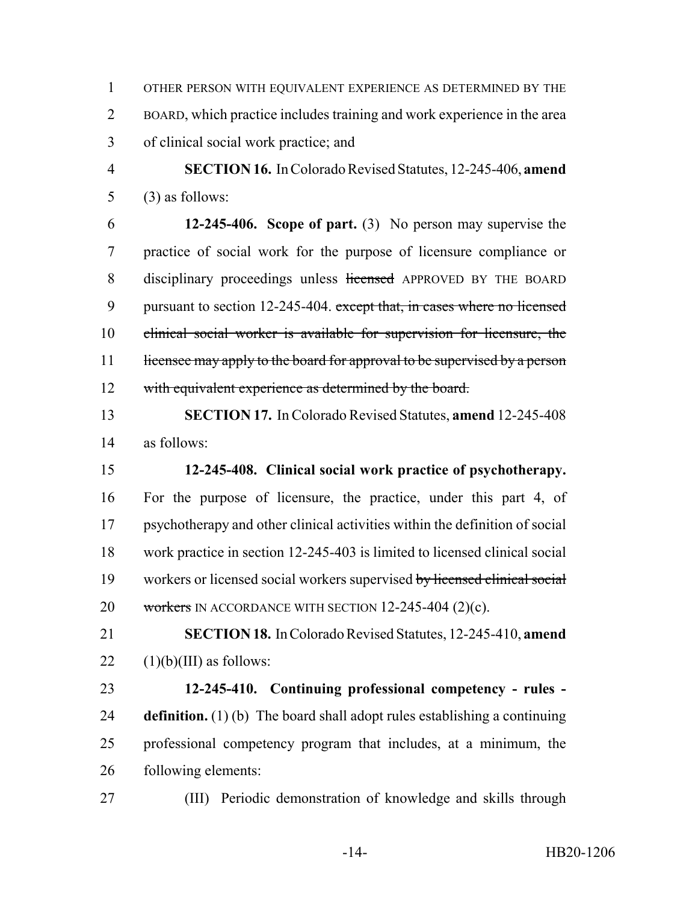OTHER PERSON WITH EQUIVALENT EXPERIENCE AS DETERMINED BY THE BOARD, which practice includes training and work experience in the area of clinical social work practice; and

**SECTION 16.** In Colorado Revised Statutes, 12-245-406, **amend** (3) as follows:

**12-245-406. Scope of part.** (3) No person may supervise the practice of social work for the purpose of licensure compliance or disciplinary proceedings unless ~~licensed~~ APPROVED BY THE BOARD pursuant to section 12-245-404. ~~except that, in cases where no licensed clinical social worker is available for supervision for licensure, the licensee may apply to the board for approval to be supervised by a person with equivalent experience as determined by the board.~~

**SECTION 17.** In Colorado Revised Statutes, **amend** 12-245-408 as follows:

**12-245-408. Clinical social work practice of psychotherapy.** For the purpose of licensure, the practice, under this part 4, of psychotherapy and other clinical activities within the definition of social work practice in section 12-245-403 is limited to licensed clinical social workers or licensed social workers supervised ~~by licensed clinical social workers~~ IN ACCORDANCE WITH SECTION 12-245-404 (2)(c).

**SECTION 18.** In Colorado Revised Statutes, 12-245-410, **amend** (1)(b)(III) as follows:

**12-245-410. Continuing professional competency - rules - definition.** (1) (b) The board shall adopt rules establishing a continuing professional competency program that includes, at a minimum, the following elements:

(III) Periodic demonstration of knowledge and skills through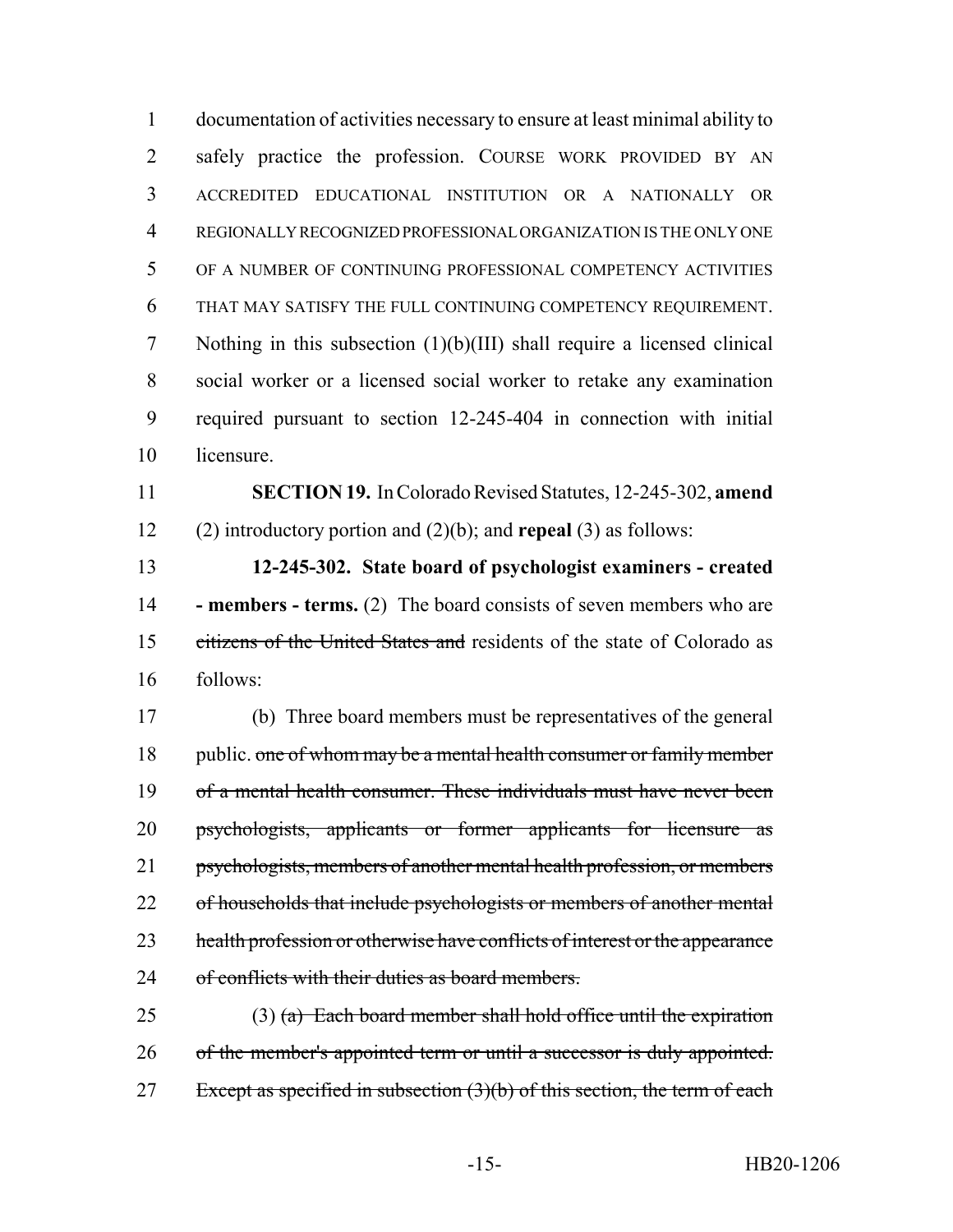documentation of activities necessary to ensure at least minimal ability to safely practice the profession. COURSE WORK PROVIDED BY AN ACCREDITED EDUCATIONAL INSTITUTION OR A NATIONALLY OR REGIONALLY RECOGNIZED PROFESSIONAL ORGANIZATION IS THE ONLY ONE OF A NUMBER OF CONTINUING PROFESSIONAL COMPETENCY ACTIVITIES THAT MAY SATISFY THE FULL CONTINUING COMPETENCY REQUIREMENT. Nothing in this subsection (1)(b)(III) shall require a licensed clinical social worker or a licensed social worker to retake any examination required pursuant to section 12-245-404 in connection with initial licensure.

**SECTION 19.** In Colorado Revised Statutes, 12-245-302, **amend** (2) introductory portion and (2)(b); and **repeal** (3) as follows:

**12-245-302. State board of psychologist examiners - created - members - terms.** (2) The board consists of seven members who are ~~citizens of the United States and~~ residents of the state of Colorado as follows:

(b) Three board members must be representatives of the general public. ~~one of whom may be a mental health consumer or family member of a mental health consumer. These individuals must have never been psychologists, applicants or former applicants for licensure as psychologists, members of another mental health profession, or members of households that include psychologists or members of another mental health profession or otherwise have conflicts of interest or the appearance of conflicts with their duties as board members.~~

(3) ~~(a) Each board member shall hold office until the expiration of the member's appointed term or until a successor is duly appointed. Except as specified in subsection (3)(b) of this section, the term of each~~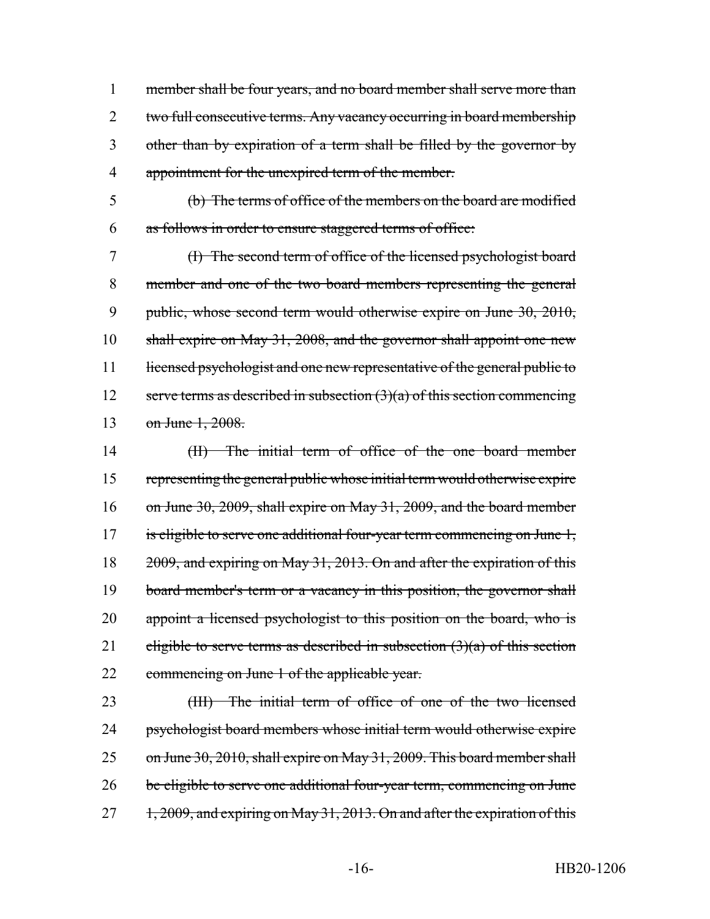member shall be four years, and no board member shall serve more than two full consecutive terms. Any vacancy occurring in board membership other than by expiration of a term shall be filled by the governor by appointment for the unexpired term of the member.

(b) The terms of office of the members on the board are modified as follows in order to ensure staggered terms of office:

(I) The second term of office of the licensed psychologist board member and one of the two board members representing the general public, whose second term would otherwise expire on June 30, 2010, shall expire on May 31, 2008, and the governor shall appoint one new licensed psychologist and one new representative of the general public to serve terms as described in subsection (3)(a) of this section commencing on June 1, 2008.

(II) The initial term of office of the one board member representing the general public whose initial term would otherwise expire on June 30, 2009, shall expire on May 31, 2009, and the board member is eligible to serve one additional four-year term commencing on June 1, 2009, and expiring on May 31, 2013. On and after the expiration of this board member's term or a vacancy in this position, the governor shall appoint a licensed psychologist to this position on the board, who is eligible to serve terms as described in subsection (3)(a) of this section commencing on June 1 of the applicable year.

(III) The initial term of office of one of the two licensed psychologist board members whose initial term would otherwise expire on June 30, 2010, shall expire on May 31, 2009. This board member shall be eligible to serve one additional four-year term, commencing on June 1, 2009, and expiring on May 31, 2013. On and after the expiration of this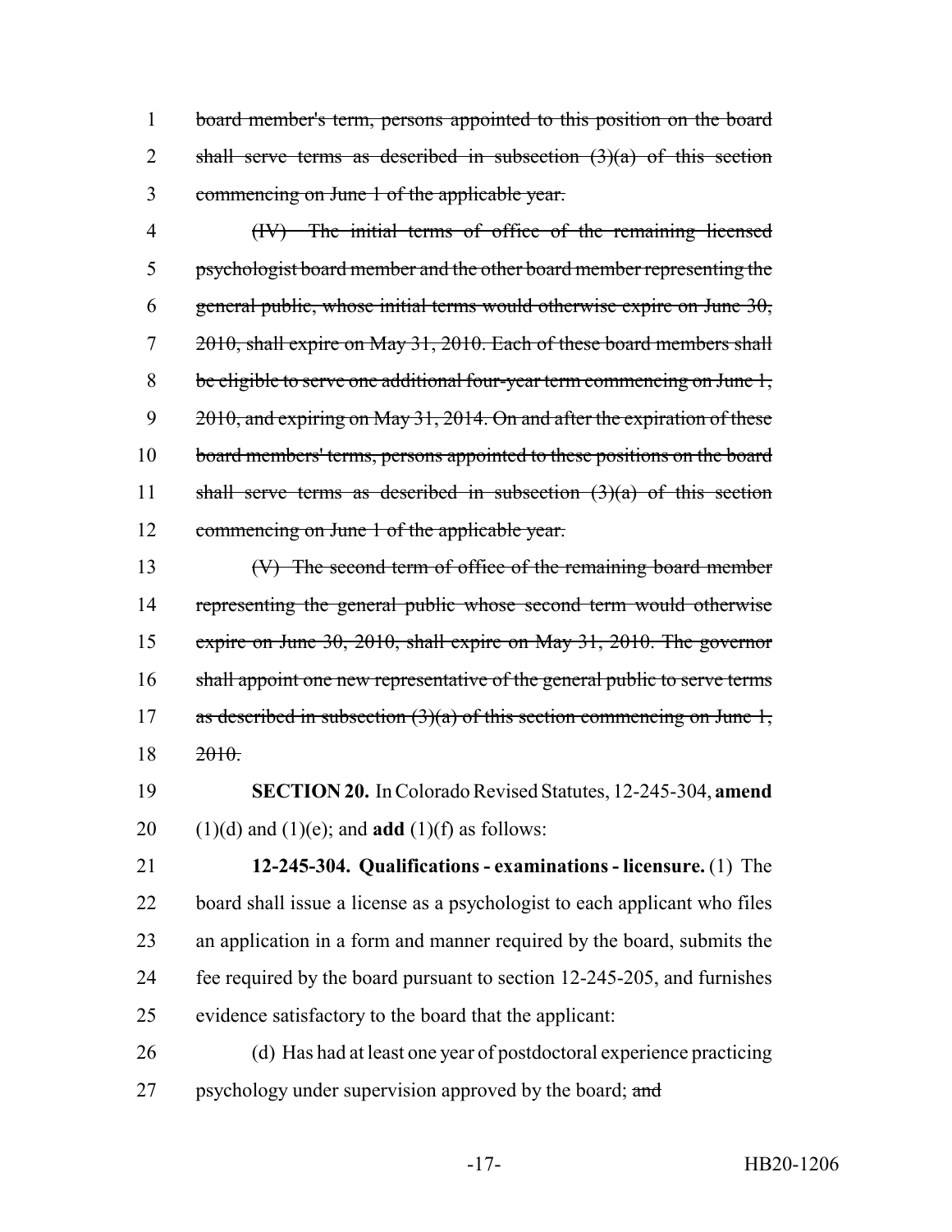1 ~~board member's term, persons appointed to this position on the board~~
2 ~~shall serve terms as described in subsection (3)(a) of this section~~
3 ~~commencing on June 1 of the applicable year.~~

4 ~~(IV) The initial terms of office of the remaining licensed~~
5 ~~psychologist board member and the other board member representing the~~
6 ~~general public, whose initial terms would otherwise expire on June 30,~~
7 ~~2010, shall expire on May 31, 2010. Each of these board members shall~~
8 ~~be eligible to serve one additional four-year term commencing on June 1,~~
9 ~~2010, and expiring on May 31, 2014. On and after the expiration of these~~
10 ~~board members' terms, persons appointed to these positions on the board~~
11 ~~shall serve terms as described in subsection (3)(a) of this section~~
12 ~~commencing on June 1 of the applicable year.~~

13 ~~(V) The second term of office of the remaining board member~~
14 ~~representing the general public whose second term would otherwise~~
15 ~~expire on June 30, 2010, shall expire on May 31, 2010. The governor~~
16 ~~shall appoint one new representative of the general public to serve terms~~
17 ~~as described in subsection (3)(a) of this section commencing on June 1,~~
18 ~~2010.~~

19 **SECTION 20.** In Colorado Revised Statutes, 12-245-304, **amend**
20 (1)(d) and (1)(e); and **add** (1)(f) as follows:

21 **12-245-304. Qualifications - examinations - licensure.** (1) The
22 board shall issue a license as a psychologist to each applicant who files
23 an application in a form and manner required by the board, submits the
24 fee required by the board pursuant to section 12-245-205, and furnishes
25 evidence satisfactory to the board that the applicant:

26 (d) Has had at least one year of postdoctoral experience practicing
27 psychology under supervision approved by the board; ~~and~~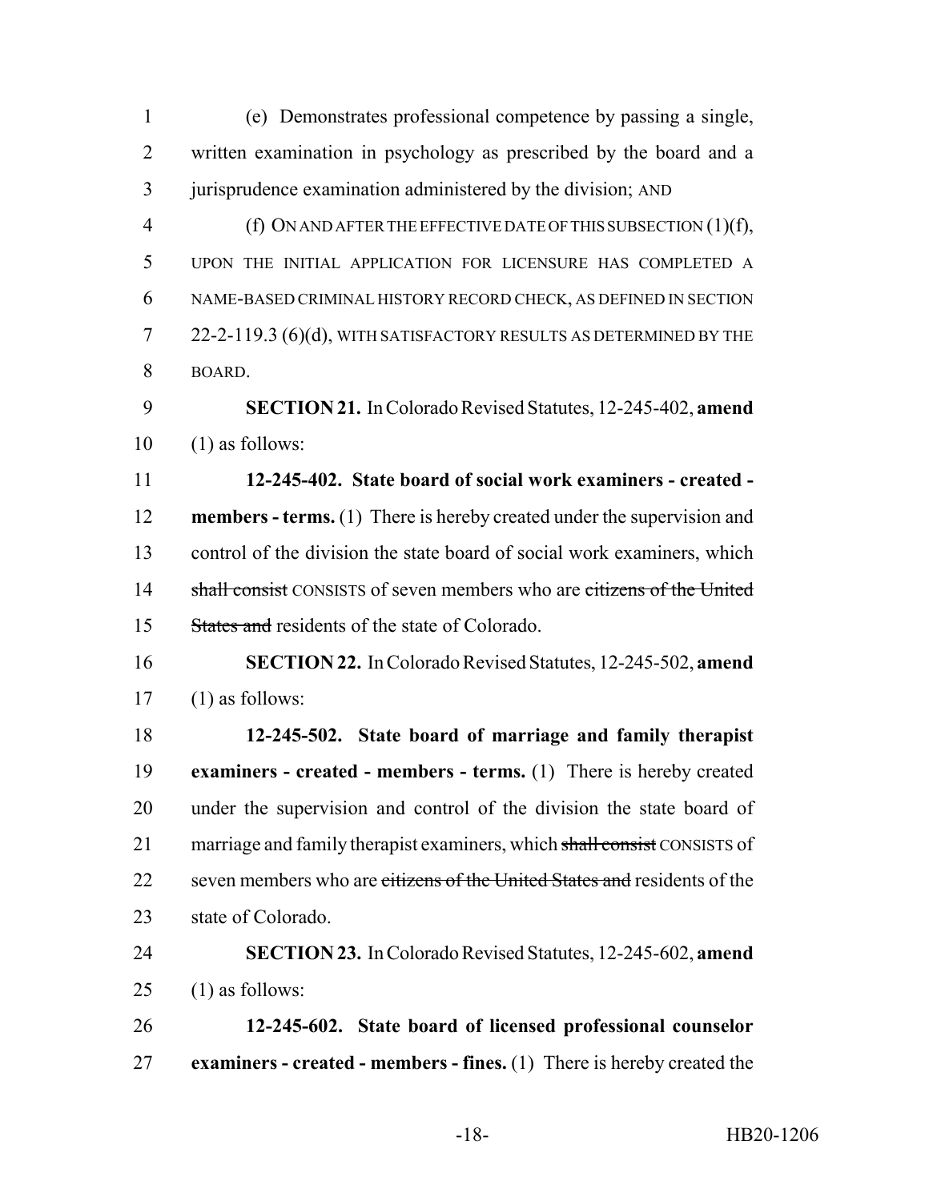(e) Demonstrates professional competence by passing a single, written examination in psychology as prescribed by the board and a jurisprudence examination administered by the division; AND

(f) ON AND AFTER THE EFFECTIVE DATE OF THIS SUBSECTION (1)(f), UPON THE INITIAL APPLICATION FOR LICENSURE HAS COMPLETED A NAME-BASED CRIMINAL HISTORY RECORD CHECK, AS DEFINED IN SECTION 22-2-119.3 (6)(d), WITH SATISFACTORY RESULTS AS DETERMINED BY THE BOARD.

**SECTION 21.** In Colorado Revised Statutes, 12-245-402, **amend** (1) as follows:

**12-245-402. State board of social work examiners - created - members - terms.** (1) There is hereby created under the supervision and control of the division the state board of social work examiners, which ~~shall consist~~ CONSISTS of seven members who are ~~citizens of the United States and~~ residents of the state of Colorado.

**SECTION 22.** In Colorado Revised Statutes, 12-245-502, **amend** (1) as follows:

**12-245-502. State board of marriage and family therapist examiners - created - members - terms.** (1) There is hereby created under the supervision and control of the division the state board of marriage and family therapist examiners, which ~~shall consist~~ CONSISTS of seven members who are ~~citizens of the United States and~~ residents of the state of Colorado.

**SECTION 23.** In Colorado Revised Statutes, 12-245-602, **amend** (1) as follows:

**12-245-602. State board of licensed professional counselor examiners - created - members - fines.** (1) There is hereby created the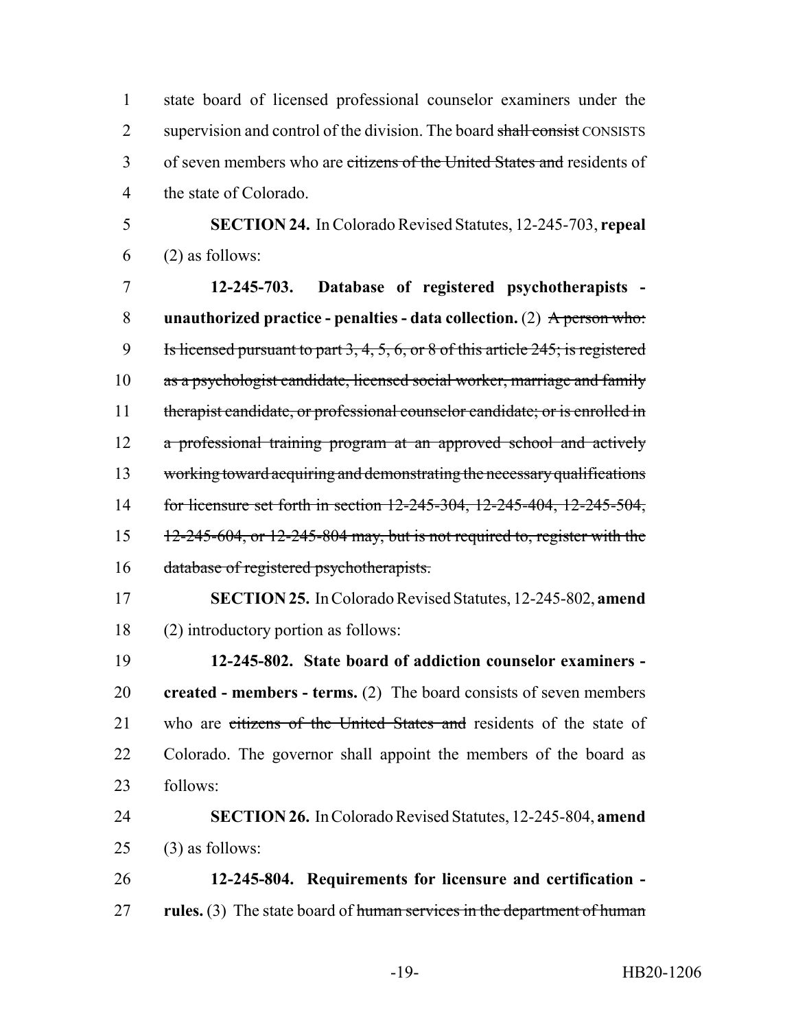state board of licensed professional counselor examiners under the supervision and control of the division. The board ~~shall consist~~ CONSISTS of seven members who are ~~citizens of the United States and~~ residents of the state of Colorado.

**SECTION 24.** In Colorado Revised Statutes, 12-245-703, **repeal** (2) as follows:

**12-245-703. Database of registered psychotherapists - unauthorized practice - penalties - data collection.** (2) ~~A person who: Is licensed pursuant to part 3, 4, 5, 6, or 8 of this article 245; is registered as a psychologist candidate, licensed social worker, marriage and family therapist candidate, or professional counselor candidate; or is enrolled in a professional training program at an approved school and actively working toward acquiring and demonstrating the necessary qualifications for licensure set forth in section 12-245-304, 12-245-404, 12-245-504, 12-245-604, or 12-245-804 may, but is not required to, register with the database of registered psychotherapists.~~

**SECTION 25.** In Colorado Revised Statutes, 12-245-802, **amend** (2) introductory portion as follows:

**12-245-802. State board of addiction counselor examiners - created - members - terms.** (2) The board consists of seven members who are ~~citizens of the United States and~~ residents of the state of Colorado. The governor shall appoint the members of the board as follows:

**SECTION 26.** In Colorado Revised Statutes, 12-245-804, **amend** (3) as follows:

**12-245-804. Requirements for licensure and certification - rules.** (3) The state board of ~~human services in the department of human~~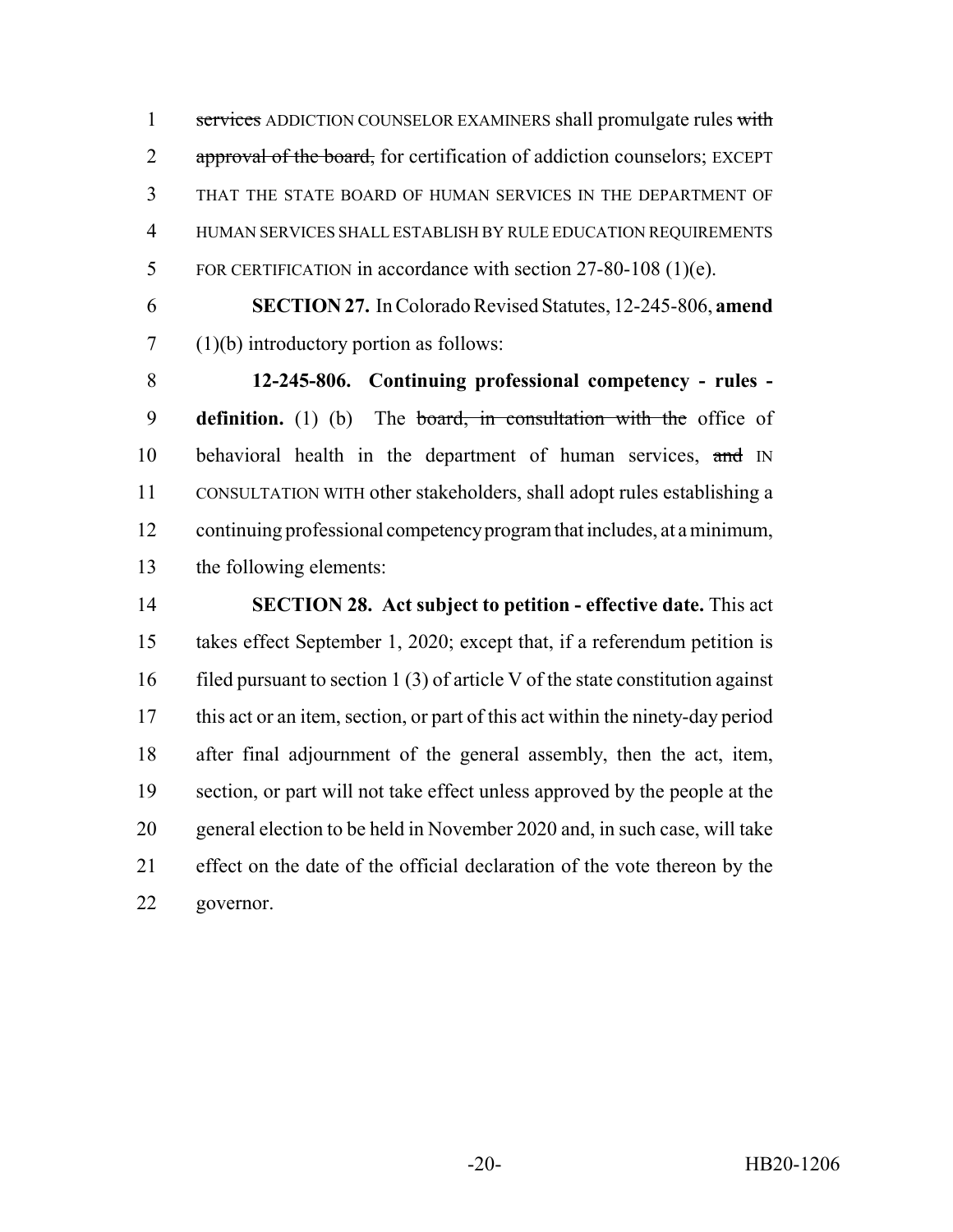services ADDICTION COUNSELOR EXAMINERS shall promulgate rules with approval of the board, for certification of addiction counselors; EXCEPT THAT THE STATE BOARD OF HUMAN SERVICES IN THE DEPARTMENT OF HUMAN SERVICES SHALL ESTABLISH BY RULE EDUCATION REQUIREMENTS FOR CERTIFICATION in accordance with section 27-80-108 (1)(e).

**SECTION 27.** In Colorado Revised Statutes, 12-245-806, **amend** (1)(b) introductory portion as follows:

**12-245-806. Continuing professional competency - rules - definition.** (1) (b) The board, in consultation with the office of behavioral health in the department of human services, and IN CONSULTATION WITH other stakeholders, shall adopt rules establishing a continuing professional competency program that includes, at a minimum, the following elements:

**SECTION 28. Act subject to petition - effective date.** This act takes effect September 1, 2020; except that, if a referendum petition is filed pursuant to section 1 (3) of article V of the state constitution against this act or an item, section, or part of this act within the ninety-day period after final adjournment of the general assembly, then the act, item, section, or part will not take effect unless approved by the people at the general election to be held in November 2020 and, in such case, will take effect on the date of the official declaration of the vote thereon by the governor.